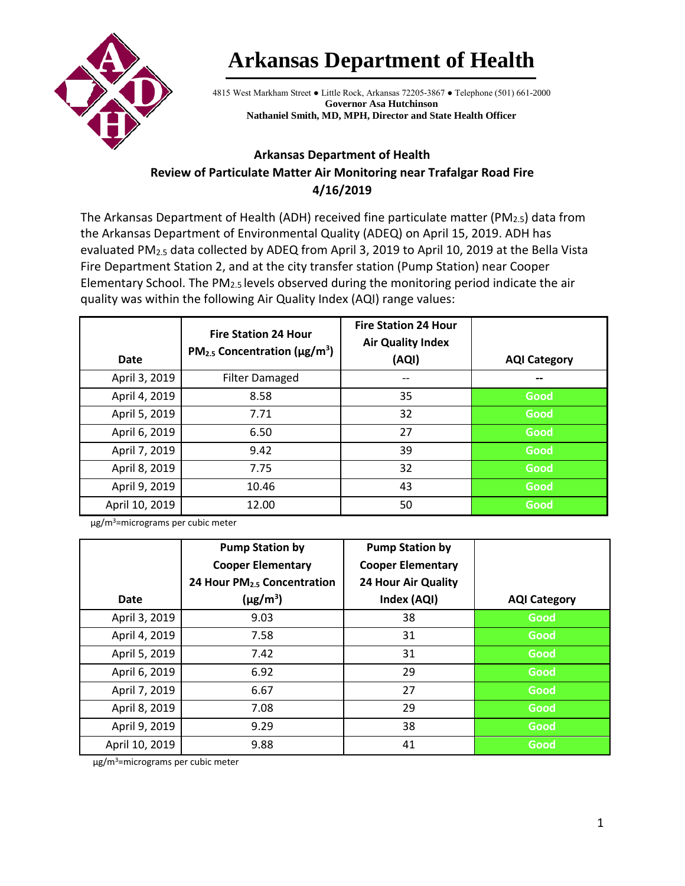# Arkansas Department of Health

4815 West Markham Street ● Little Rock, Arkansas 72205-3867 ● Telephone (501) 661-2000
**Governor Asa Hutchinson**
**Nathaniel Smith, MD, MPH, Director and State Health Officer**

## Arkansas Department of Health
## Review of Particulate Matter Air Monitoring near Trafalgar Road Fire
## 4/16/2019

The Arkansas Department of Health (ADH) received fine particulate matter ($PM_{2.5}$) data from the Arkansas Department of Environmental Quality (ADEQ) on April 15, 2019. ADH has evaluated $PM_{2.5}$ data collected by ADEQ from April 3, 2019 to April 10, 2019 at the Bella Vista Fire Department Station 2, and at the city transfer station (Pump Station) near Cooper Elementary School. The $PM_{2.5}$ levels observed during the monitoring period indicate the air quality was within the following Air Quality Index (AQI) range values:

| Date | Fire Station 24 Hour $PM_{2.5}$ Concentration ($\mu g/m^3$) | Fire Station 24 Hour Air Quality Index (AQI) | AQI Category |
|---|---|---|---|
| April 3, 2019 | Filter Damaged | -- | -- |
| April 4, 2019 | 8.58 | 35 | Good |
| April 5, 2019 | 7.71 | 32 | Good |
| April 6, 2019 | 6.50 | 27 | Good |
| April 7, 2019 | 9.42 | 39 | Good |
| April 8, 2019 | 7.75 | 32 | Good |
| April 9, 2019 | 10.46 | 43 | Good |
| April 10, 2019 | 12.00 | 50 | Good |

$\mu g/m^3$=micrograms per cubic meter

| Date | Pump Station by Cooper Elementary 24 Hour $PM_{2.5}$ Concentration ($\mu g/m^3$) | Pump Station by Cooper Elementary 24 Hour Air Quality Index (AQI) | AQI Category |
|---|---|---|---|
| April 3, 2019 | 9.03 | 38 | Good |
| April 4, 2019 | 7.58 | 31 | Good |
| April 5, 2019 | 7.42 | 31 | Good |
| April 6, 2019 | 6.92 | 29 | Good |
| April 7, 2019 | 6.67 | 27 | Good |
| April 8, 2019 | 7.08 | 29 | Good |
| April 9, 2019 | 9.29 | 38 | Good |
| April 10, 2019 | 9.88 | 41 | Good |

$\mu g/m^3$=micrograms per cubic meter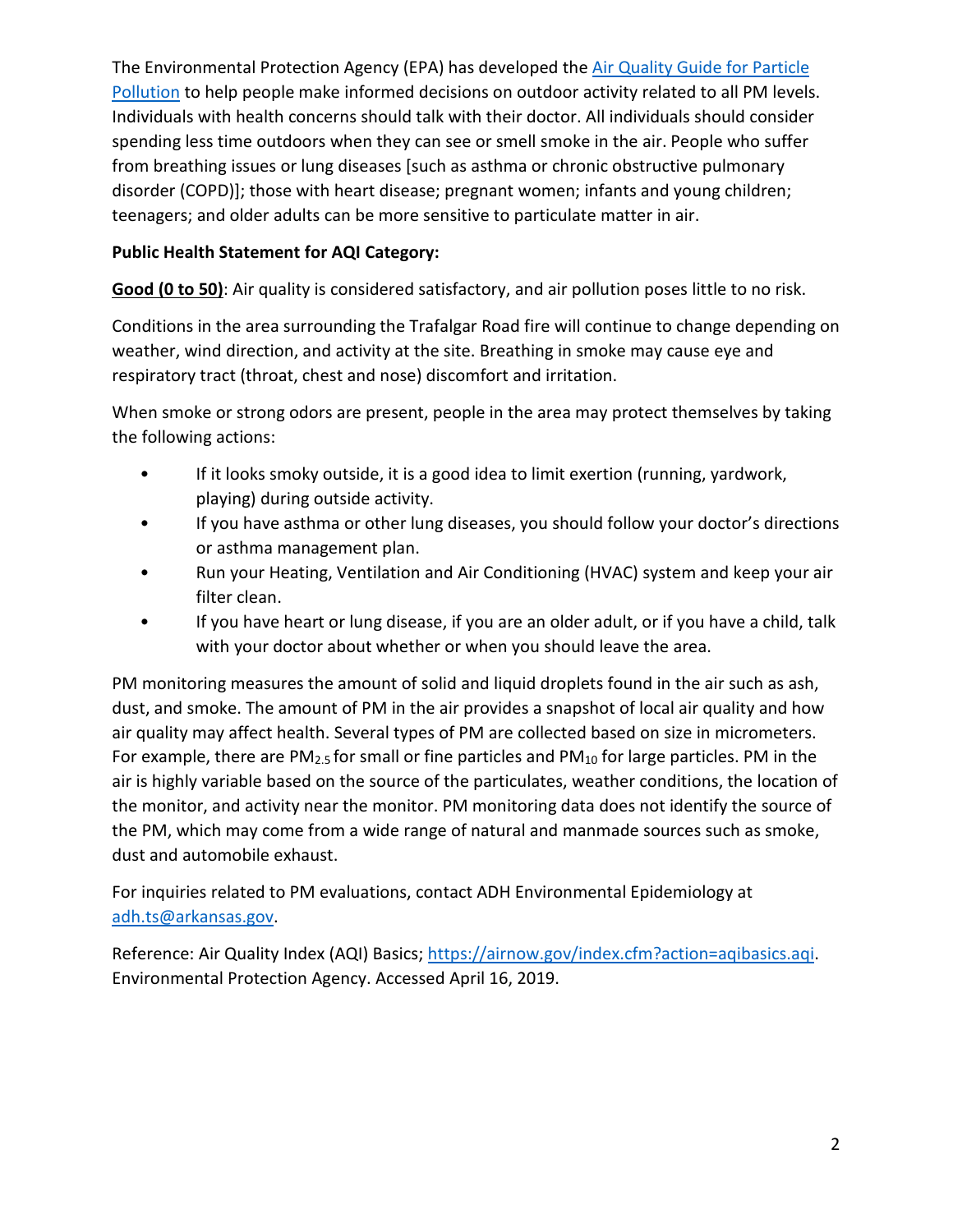The Environmental Protection Agency (EPA) has developed the [Air Quality Guide for Particle Pollution](#) to help people make informed decisions on outdoor activity related to all PM levels. Individuals with health concerns should talk with their doctor. All individuals should consider spending less time outdoors when they can see or smell smoke in the air. People who suffer from breathing issues or lung diseases [such as asthma or chronic obstructive pulmonary disorder (COPD)]; those with heart disease; pregnant women; infants and young children; teenagers; and older adults can be more sensitive to particulate matter in air.

**Public Health Statement for AQI Category:**

**Good (0 to 50)**: Air quality is considered satisfactory, and air pollution poses little to no risk.

Conditions in the area surrounding the Trafalgar Road fire will continue to change depending on weather, wind direction, and activity at the site. Breathing in smoke may cause eye and respiratory tract (throat, chest and nose) discomfort and irritation.

When smoke or strong odors are present, people in the area may protect themselves by taking the following actions:

- If it looks smoky outside, it is a good idea to limit exertion (running, yardwork, playing) during outside activity.
- If you have asthma or other lung diseases, you should follow your doctor's directions or asthma management plan.
- Run your Heating, Ventilation and Air Conditioning (HVAC) system and keep your air filter clean.
- If you have heart or lung disease, if you are an older adult, or if you have a child, talk with your doctor about whether or when you should leave the area.

PM monitoring measures the amount of solid and liquid droplets found in the air such as ash, dust, and smoke. The amount of PM in the air provides a snapshot of local air quality and how air quality may affect health. Several types of PM are collected based on size in micrometers. For example, there are $PM_{2.5}$ for small or fine particles and $PM_{10}$ for large particles. PM in the air is highly variable based on the source of the particulates, weather conditions, the location of the monitor, and activity near the monitor. PM monitoring data does not identify the source of the PM, which may come from a wide range of natural and manmade sources such as smoke, dust and automobile exhaust.

For inquiries related to PM evaluations, contact ADH Environmental Epidemiology at adh.ts@arkansas.gov.

Reference: Air Quality Index (AQI) Basics; https://airnow.gov/index.cfm?action=aqibasics.aqi. Environmental Protection Agency. Accessed April 16, 2019.